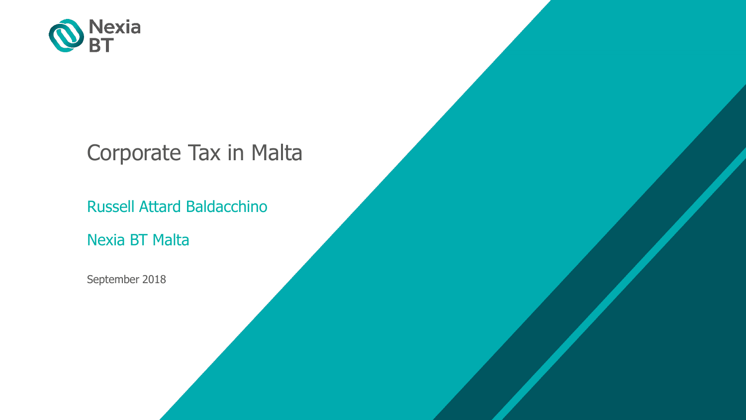Nexia BT

# Corporate Tax in Malta

Russell Attard Baldacchino

Nexia BT Malta

September 2018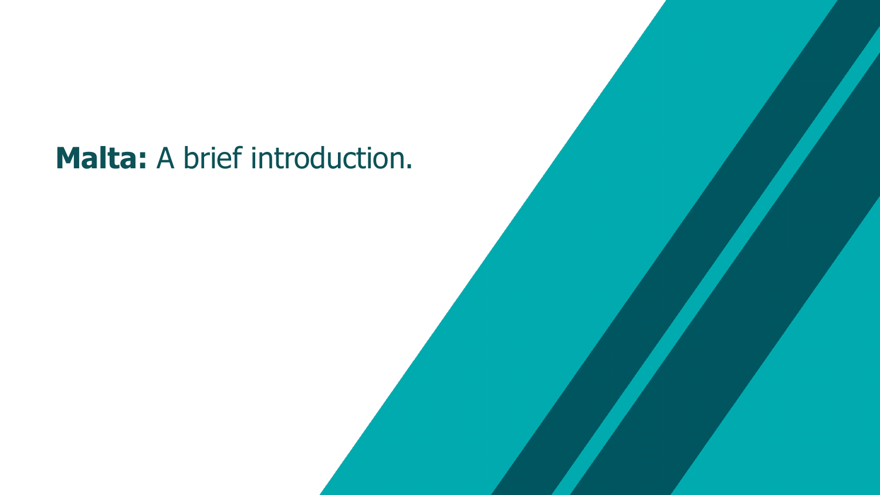# **Malta:** A brief introduction.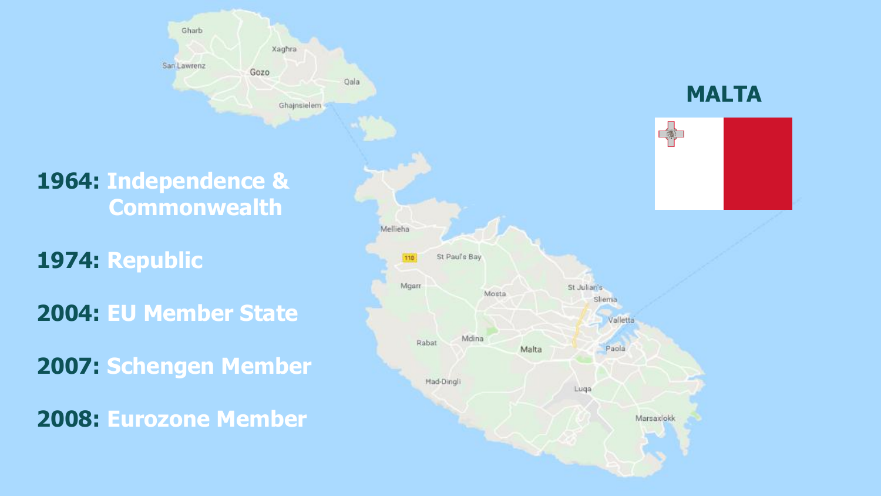# MALTA

**1964:** Independence & Commonwealth

**1974:** Republic

**2004:** EU Member State

**2007:** Schengen Member

**2008:** Eurozone Member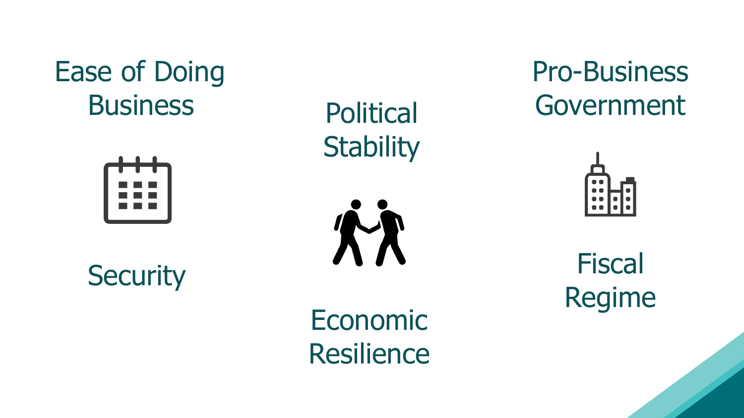Ease of Doing Business

Political Stability

Pro-Business Government

Security

Economic Resilience

Fiscal Regime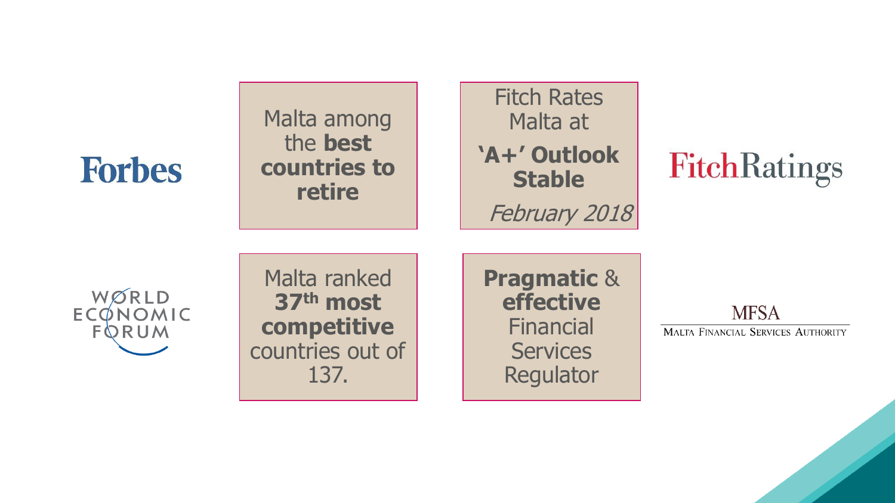Forbes

Malta among the **best countries to retire**

Fitch Rates Malta at

**'A+' Outlook Stable**

*February 2018*

FitchRatings

WORLD ECONOMIC FORUM

Malta ranked **37th most competitive** countries out of 137.

**Pragmatic** & **effective** Financial Services Regulator

MFSA

MALTA FINANCIAL SERVICES AUTHORITY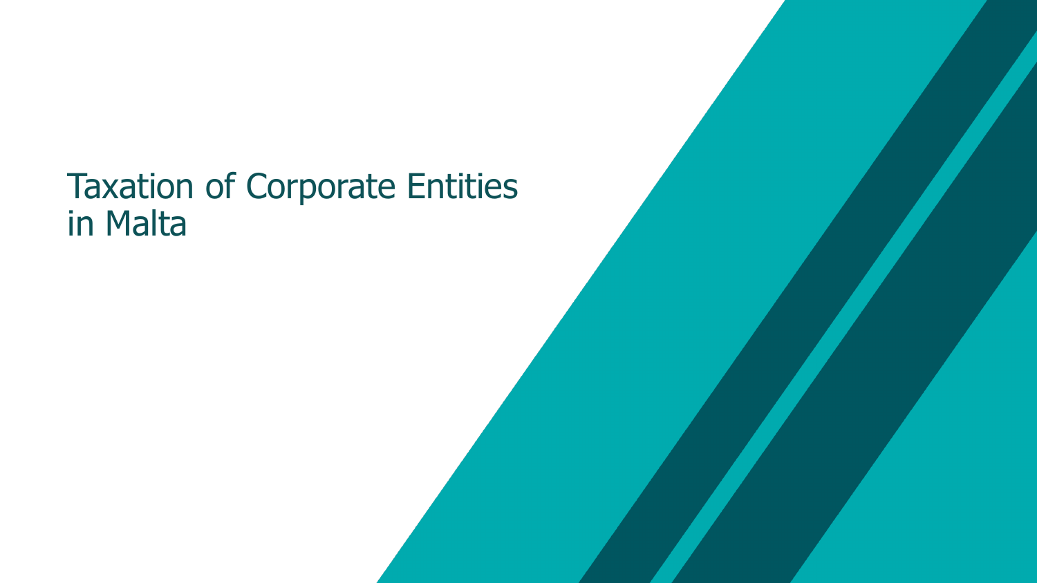# Taxation of Corporate Entities in Malta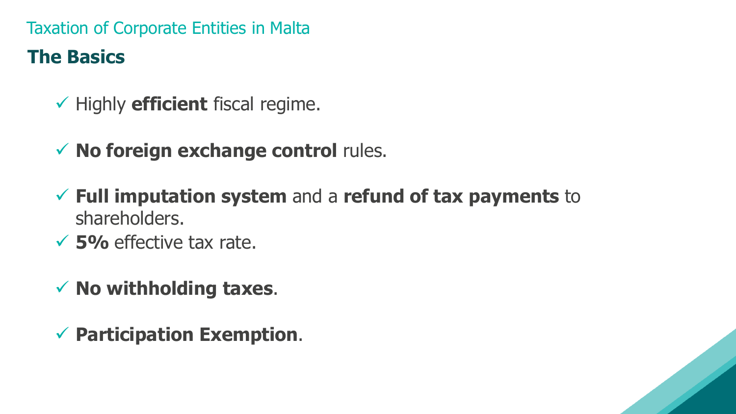Taxation of Corporate Entities in Malta

## The Basics

- ✓ Highly **efficient** fiscal regime.
- ✓ **No foreign exchange control** rules.
- ✓ **Full imputation system** and a **refund of tax payments** to shareholders.
- ✓ **5%** effective tax rate.
- ✓ **No withholding taxes**.
- ✓ **Participation Exemption**.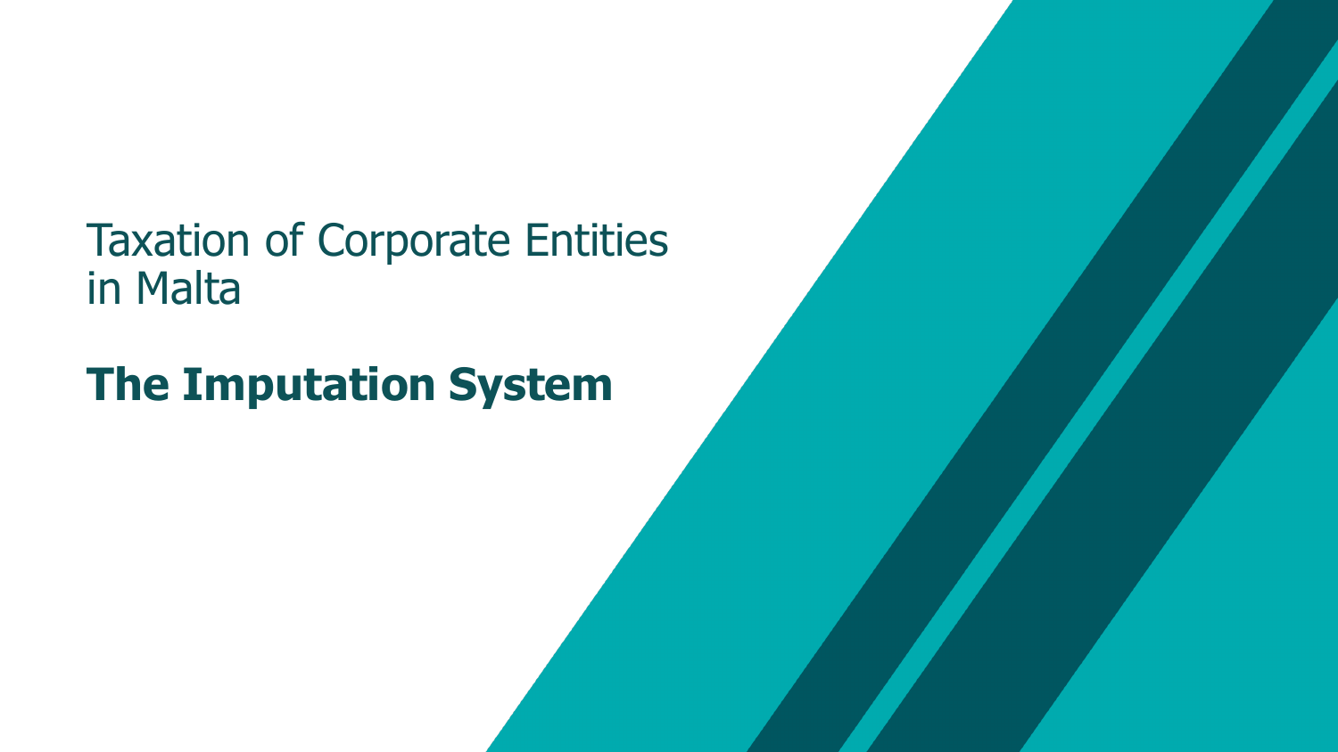Taxation of Corporate Entities in Malta

# The Imputation System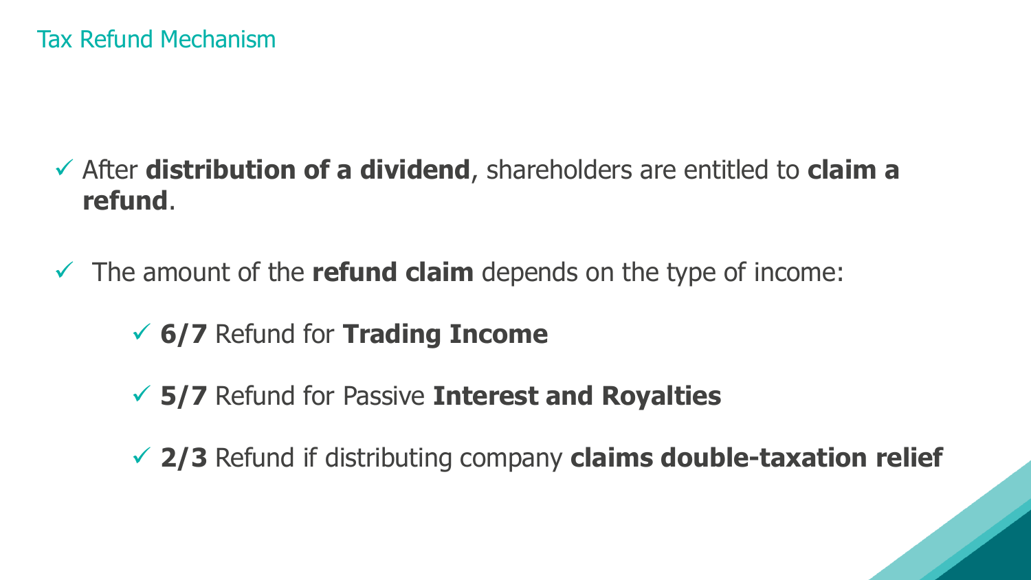## Tax Refund Mechanism

- After **distribution of a dividend**, shareholders are entitled to **claim a refund**.
- The amount of the **refund claim** depends on the type of income:
  - **6/7** Refund for **Trading Income**
  - **5/7** Refund for Passive **Interest and Royalties**
  - **2/3** Refund if distributing company **claims double-taxation relief**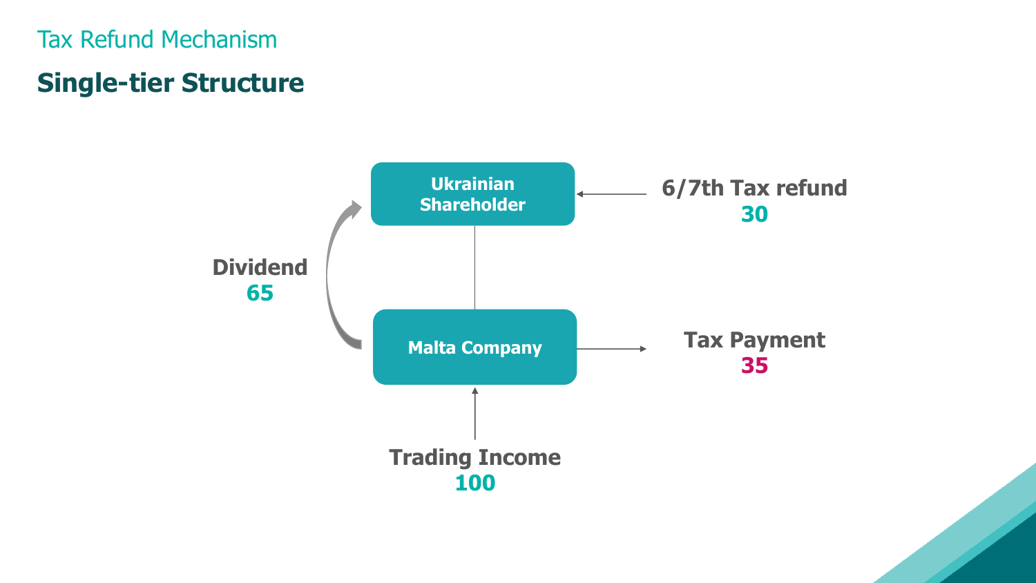Tax Refund Mechanism

## Single-tier Structure

Ukrainian Shareholder

6/7th Tax refund
30

Dividend
65

Malta Company

Tax Payment
35

Trading Income
100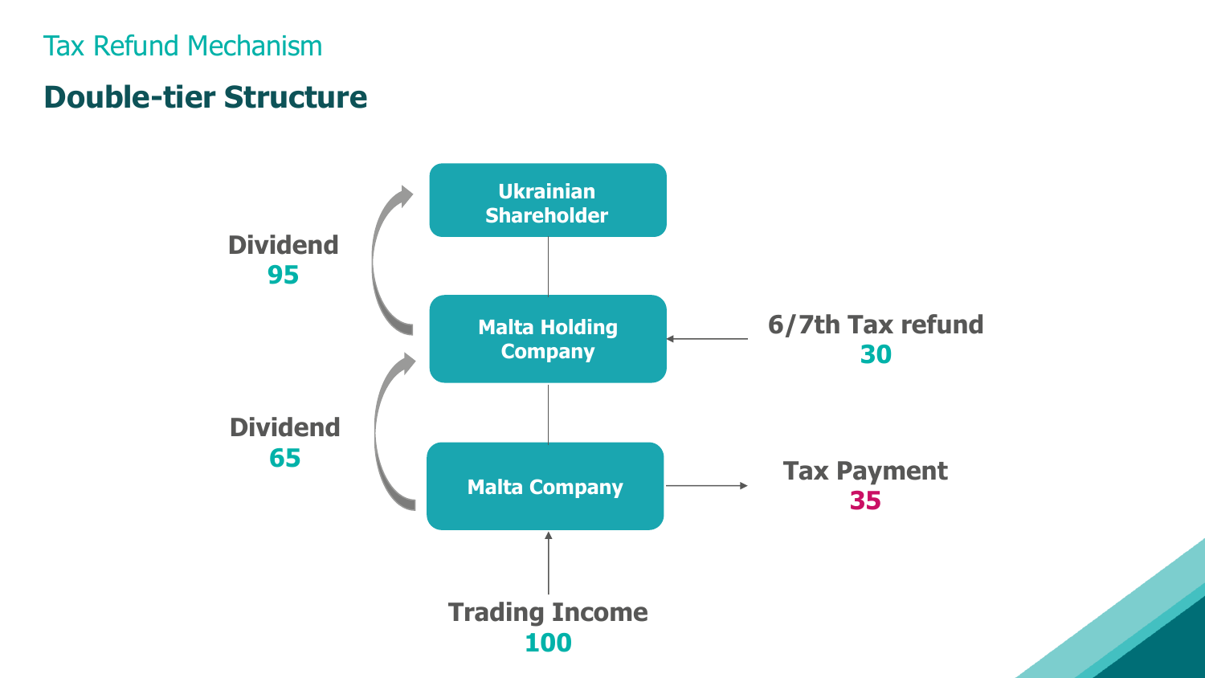Tax Refund Mechanism

## Double-tier Structure

Ukrainian Shareholder

Dividend **95**

Malta Holding Company

6/7th Tax refund **30**

Dividend **65**

Malta Company

Tax Payment **35**

Trading Income **100**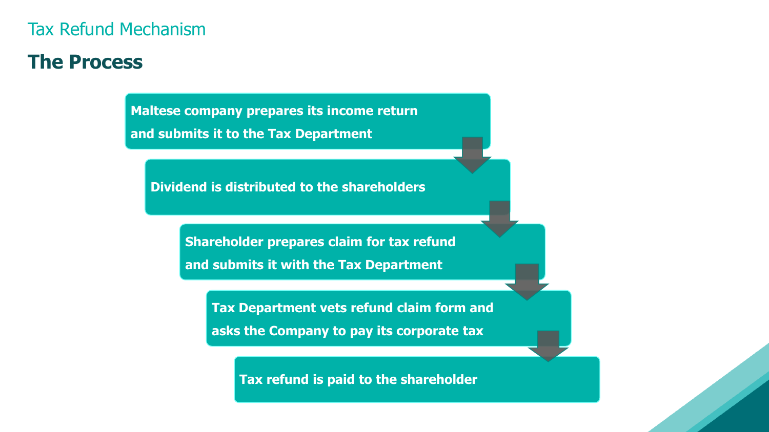## Tax Refund Mechanism

# The Process

1. Maltese company prepares its income return and submits it to the Tax Department
2. Dividend is distributed to the shareholders
3. Shareholder prepares claim for tax refund and submits it with the Tax Department
4. Tax Department vets refund claim form and asks the Company to pay its corporate tax
5. Tax refund is paid to the shareholder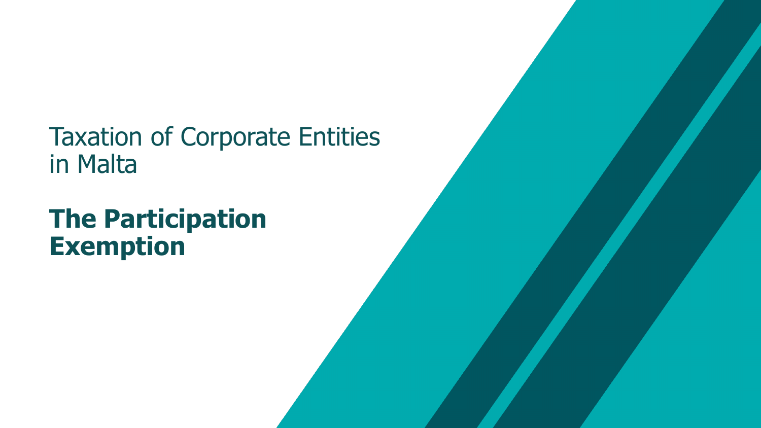Taxation of Corporate Entities in Malta

# The Participation Exemption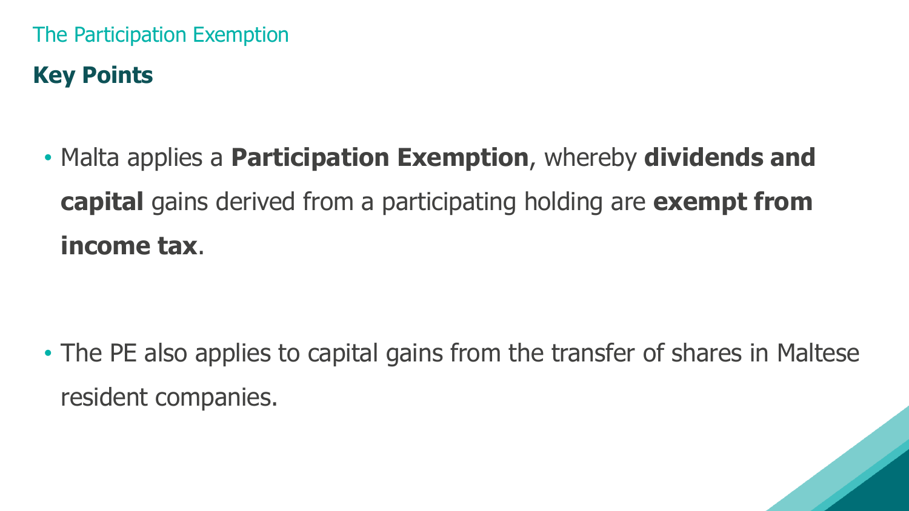## The Participation Exemption

### Key Points

- Malta applies a **Participation Exemption**, whereby **dividends and capital** gains derived from a participating holding are **exempt from income tax**.

- The PE also applies to capital gains from the transfer of shares in Maltese resident companies.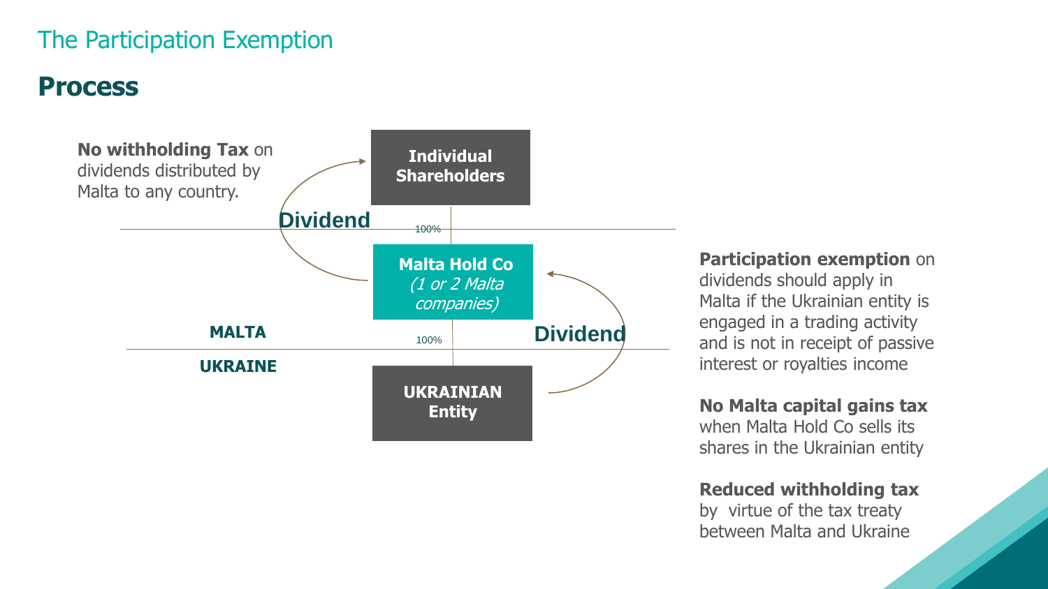# The Participation Exemption

## Process

**No withholding Tax** on dividends distributed by Malta to any country.

Individual Shareholders

Dividend

100%

Malta Hold Co *(1 or 2 Malta companies)*

MALTA

100%

Dividend

UKRAINE

UKRAINIAN Entity

**Participation exemption** on dividends should apply in Malta if the Ukrainian entity is engaged in a trading activity and is not in receipt of passive interest or royalties income

**No Malta capital gains tax** when Malta Hold Co sells its shares in the Ukrainian entity

**Reduced withholding tax** by virtue of the tax treaty between Malta and Ukraine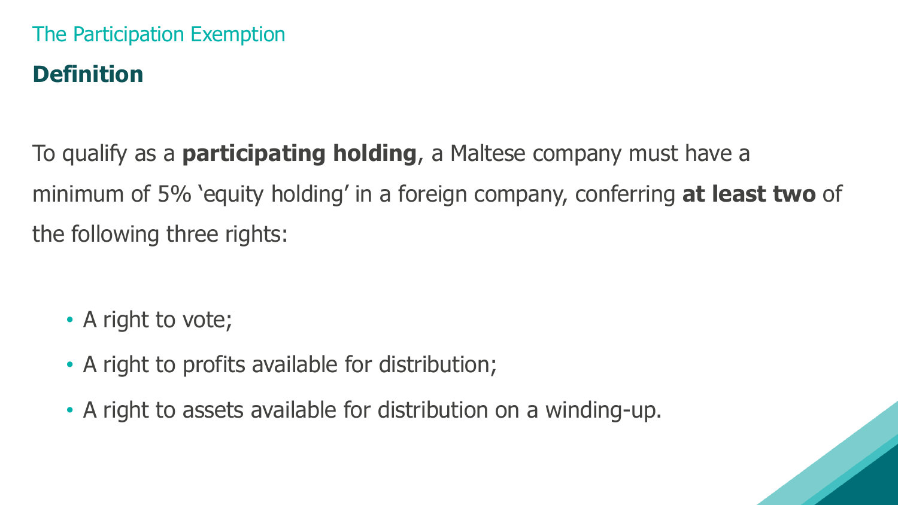The Participation Exemption

## Definition

To qualify as a **participating holding**, a Maltese company must have a minimum of 5% ‘equity holding’ in a foreign company, conferring **at least two** of the following three rights:

- A right to vote;
- A right to profits available for distribution;
- A right to assets available for distribution on a winding-up.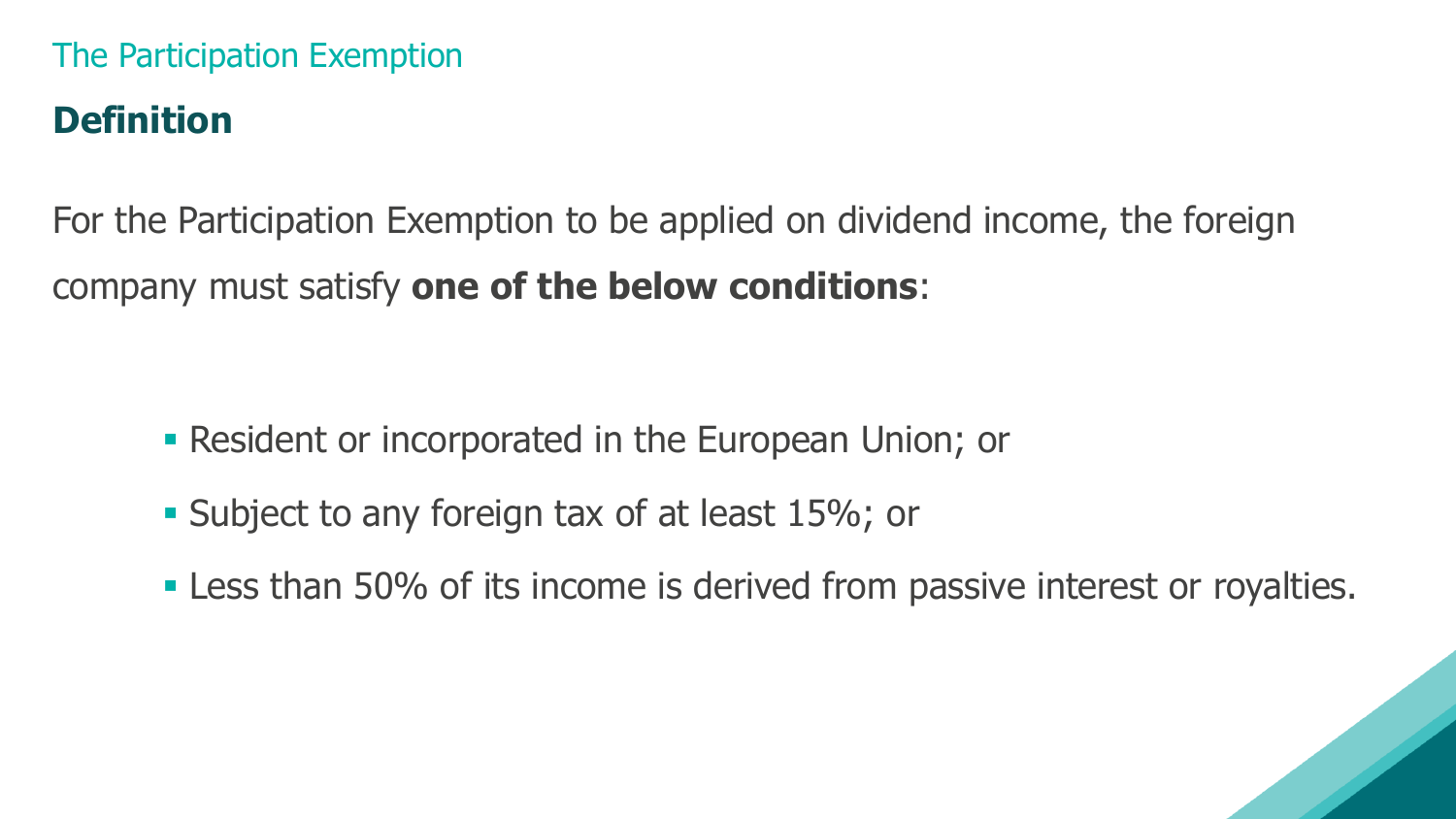The Participation Exemption

## Definition

For the Participation Exemption to be applied on dividend income, the foreign company must satisfy **one of the below conditions**:

- Resident or incorporated in the European Union; or
- Subject to any foreign tax of at least 15%; or
- Less than 50% of its income is derived from passive interest or royalties.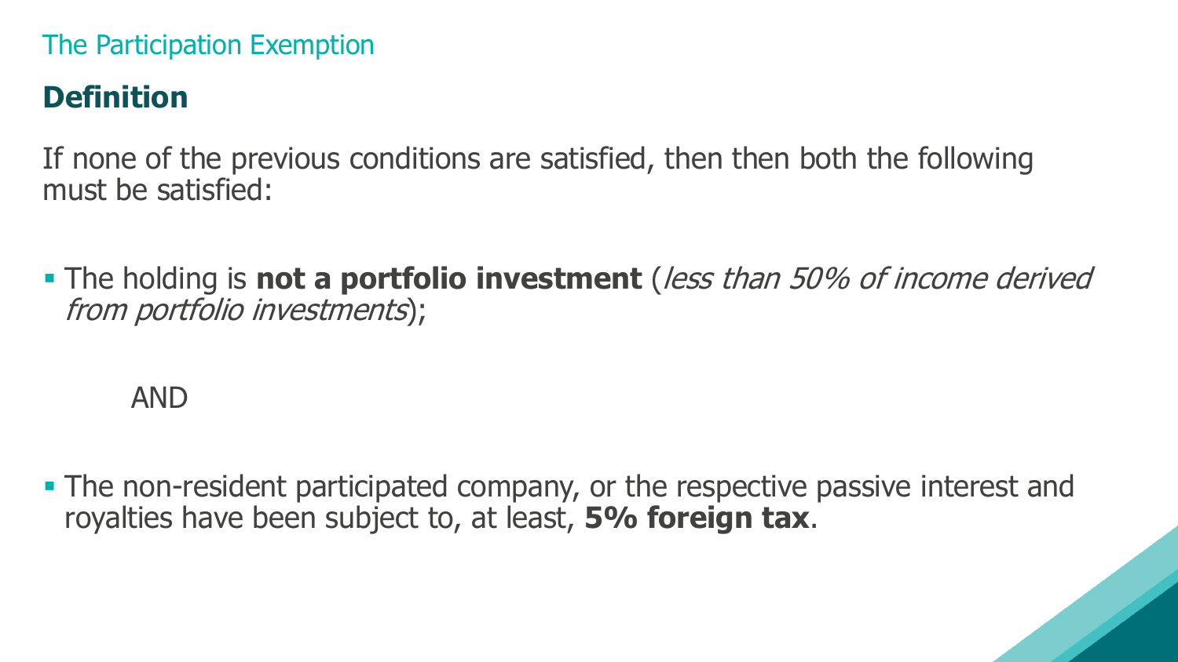The Participation Exemption

## Definition

If none of the previous conditions are satisfied, then then both the following must be satisfied:

- The holding is **not a portfolio investment** (*less than 50% of income derived from portfolio investments*);

  AND

- The non-resident participated company, or the respective passive interest and royalties have been subject to, at least, **5% foreign tax**.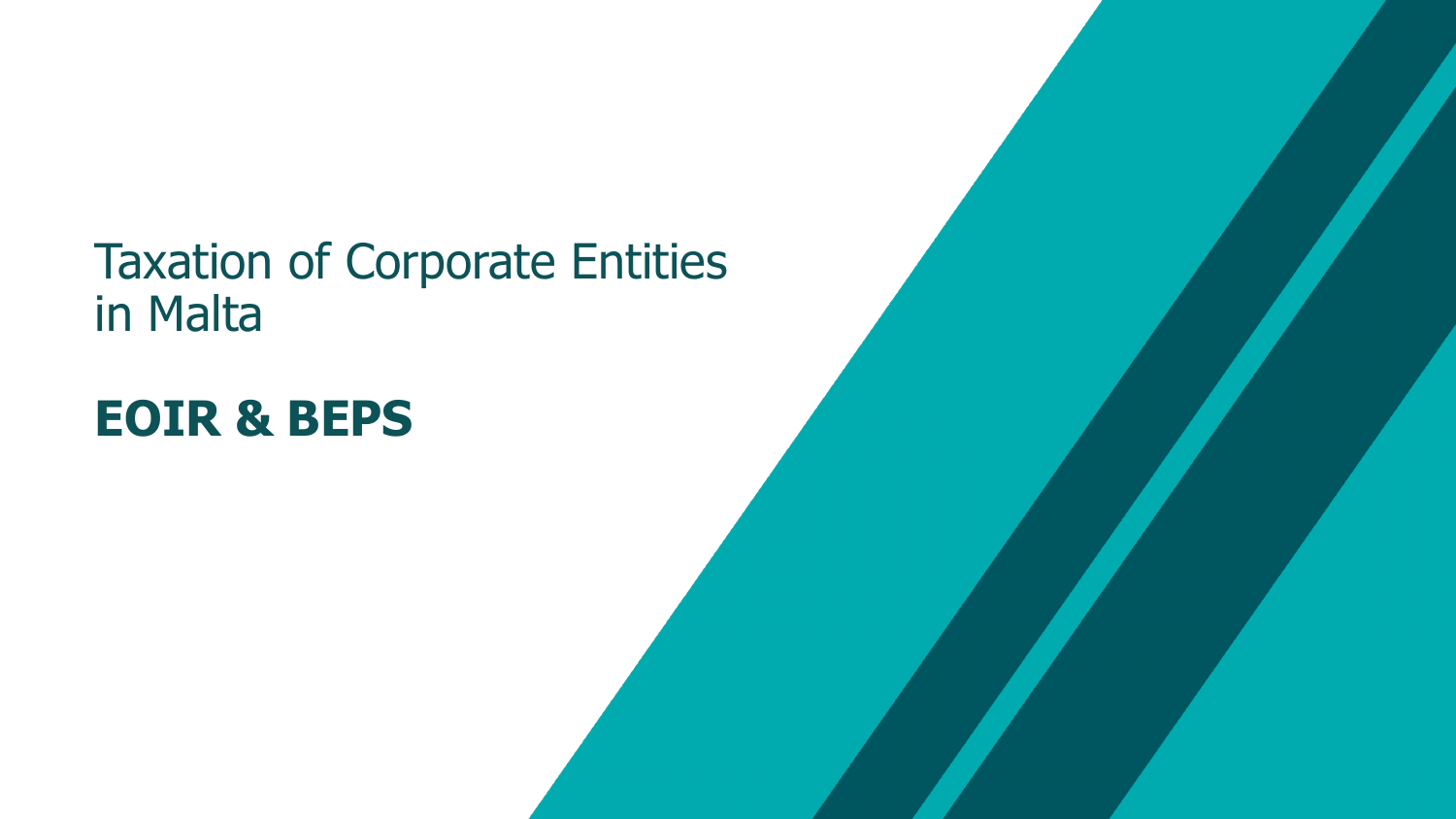# Taxation of Corporate Entities in Malta

## **EOIR & BEPS**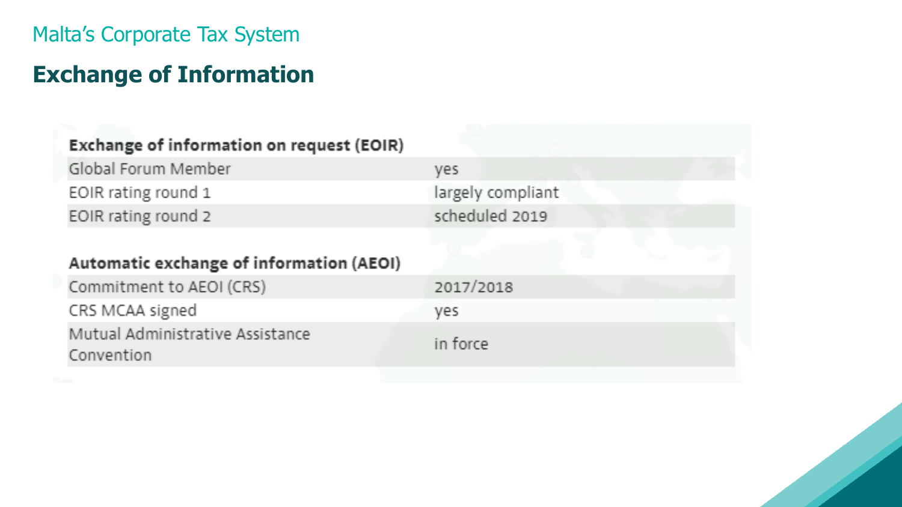Malta's Corporate Tax System

## Exchange of Information

| Exchange of information on request (EOIR) | |
|---|---|
| Global Forum Member | yes |
| EOIR rating round 1 | largely compliant |
| EOIR rating round 2 | scheduled 2019 |

| Automatic exchange of information (AEOI) | |
|---|---|
| Commitment to AEOI (CRS) | 2017/2018 |
| CRS MCAA signed | yes |
| Mutual Administrative Assistance Convention | in force |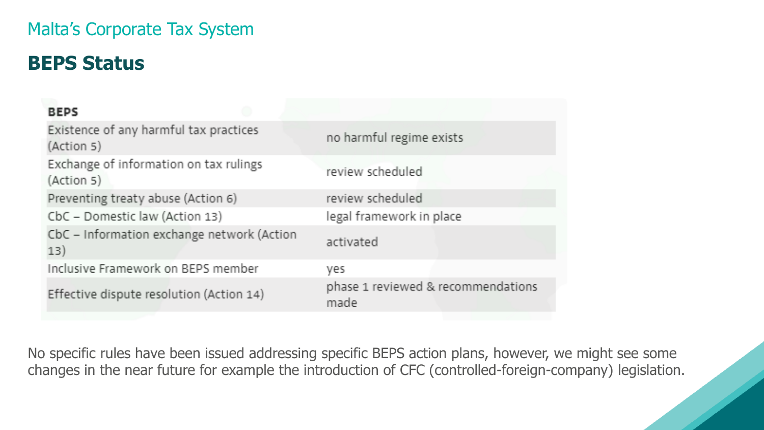Malta's Corporate Tax System

## BEPS Status

| BEPS | |
|---|---|
| Existence of any harmful tax practices (Action 5) | no harmful regime exists |
| Exchange of information on tax rulings (Action 5) | review scheduled |
| Preventing treaty abuse (Action 6) | review scheduled |
| CbC – Domestic law (Action 13) | legal framework in place |
| CbC – Information exchange network (Action 13) | activated |
| Inclusive Framework on BEPS member | yes |
| Effective dispute resolution (Action 14) | phase 1 reviewed & recommendations made |

No specific rules have been issued addressing specific BEPS action plans, however, we might see some changes in the near future for example the introduction of CFC (controlled-foreign-company) legislation.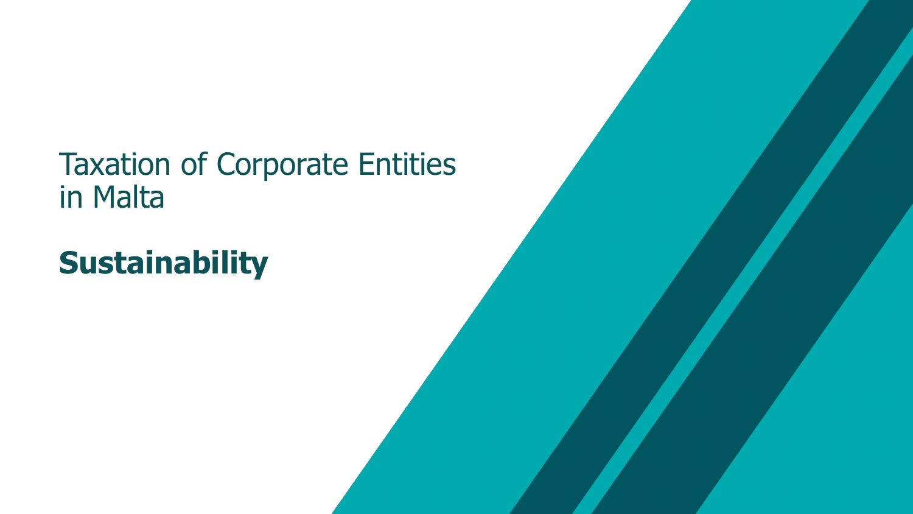Taxation of Corporate Entities in Malta

# Sustainability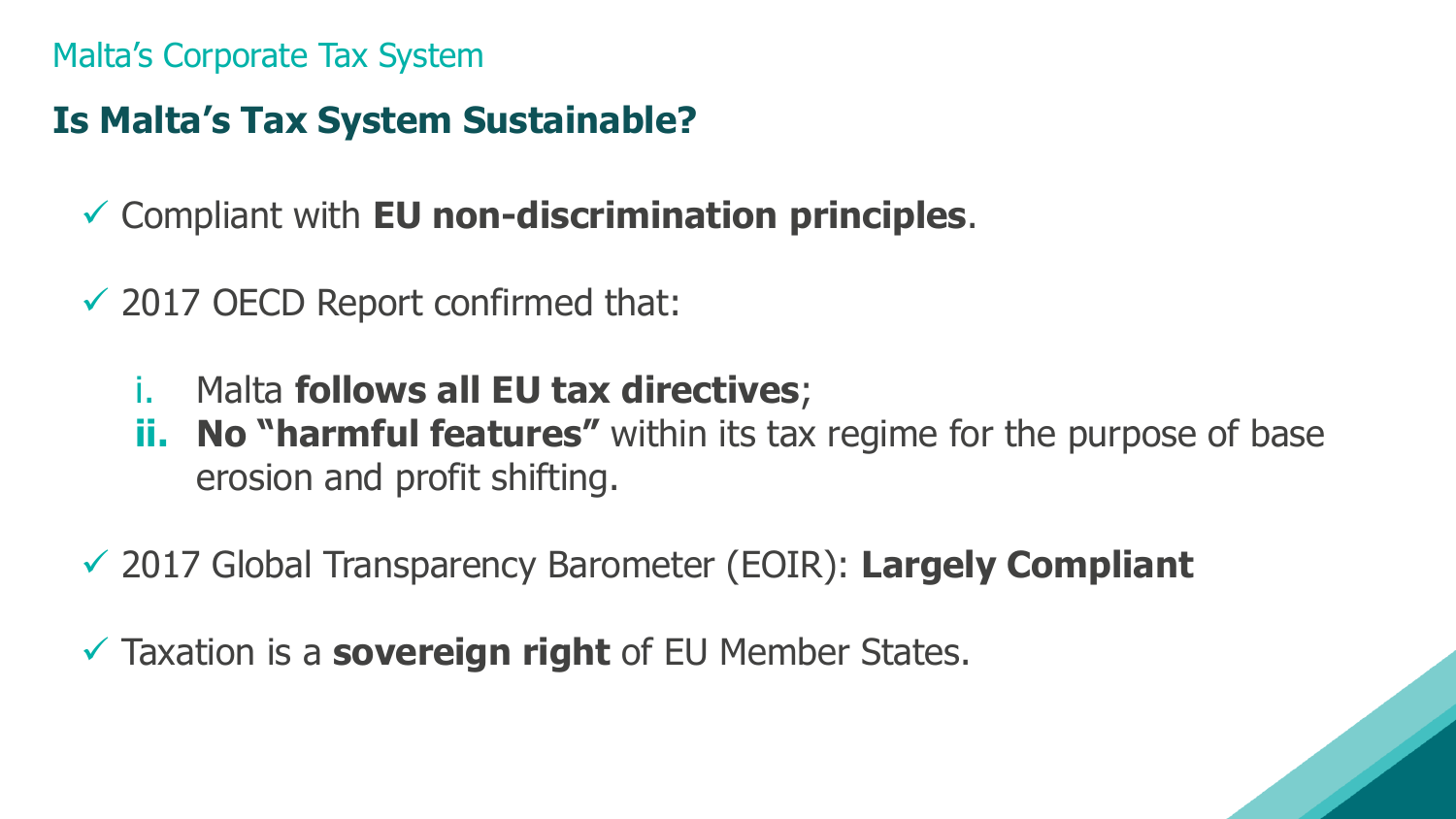Malta's Corporate Tax System

## Is Malta's Tax System Sustainable?

- ✓ Compliant with **EU non-discrimination principles**.
- ✓ 2017 OECD Report confirmed that:
  - i. Malta **follows all EU tax directives**;
  - **ii. No "harmful features"** within its tax regime for the purpose of base erosion and profit shifting.
- ✓ 2017 Global Transparency Barometer (EOIR): **Largely Compliant**
- ✓ Taxation is a **sovereign right** of EU Member States.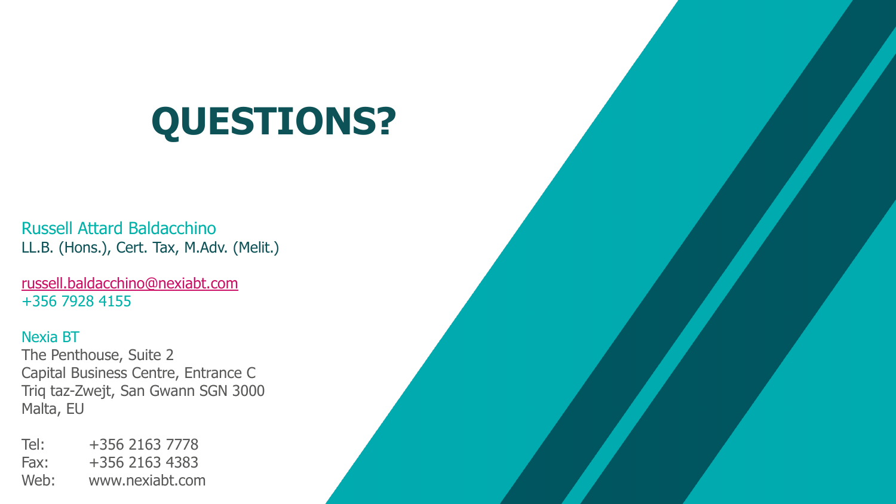# QUESTIONS?

Russell Attard Baldacchino
LL.B. (Hons.), Cert. Tax, M.Adv. (Melit.)

russell.baldacchino@nexiabt.com
+356 7928 4155

Nexia BT
The Penthouse, Suite 2
Capital Business Centre, Entrance C
Triq taz-Zwejt, San Gwann SGN 3000
Malta, EU

Tel: +356 2163 7778
Fax: +356 2163 4383
Web: www.nexiabt.com